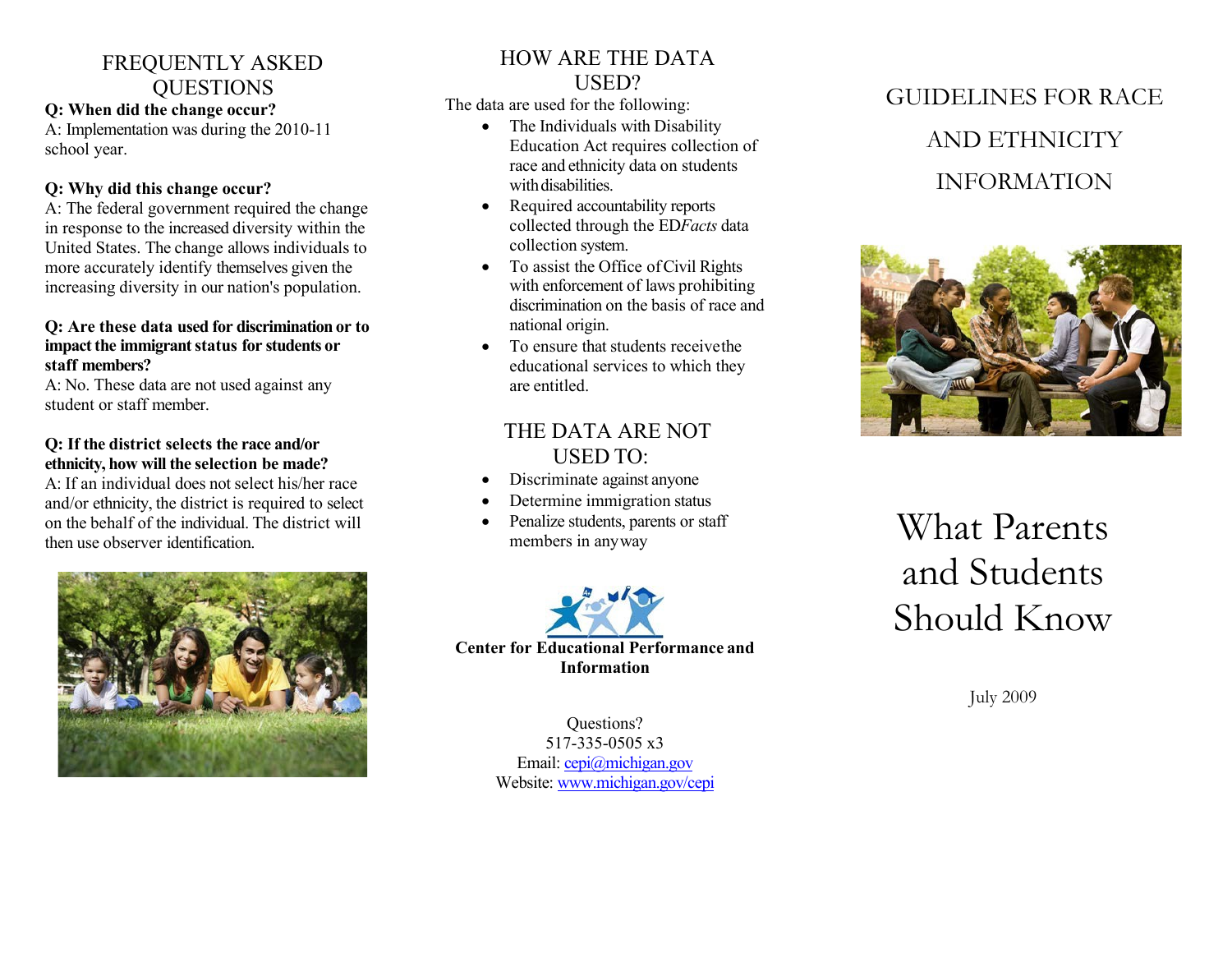# FREQUENTLY ASKED QUESTIONS

**Q: When did the change occur?**

A: Implementation was during the 2010-11 school year.

**Q: Why did this change occur?**

A: The federal government required the change in response to the increased diversity within the United States. The change allows individuals to more accurately identify themselves given the increasing diversity in our nation's population.

**Q: Are these data used for discrimination or to impact the immigrant status for students or staff members?**

A: No. These data are not used against any student or staff member.

**Q: If the district selects the race and/or ethnicity, how will the selection be made?**

A: If an individual does not select his/her race and/or ethnicity, the district is required to select on the behalf of the individual. The district will then use observer identification.

# HOW ARE THE DATA USED?

The data are used for the following:

- The Individuals with Disability Education Act requires collection of race and ethnicity data on students with disabilities.
- Required accountability reports collected through the ED*Facts* data collection system.
- To assist the Office of Civil Rights with enforcement of laws prohibiting discrimination on the basis of race and national origin.
- To ensure that students receive the educational services to which they are entitled.

# THE DATA ARE NOT USED TO:

- Discriminate against anyone
- Determine immigration status
- Penalize students, parents or staff members in any way

**Center for Educational Performance and Information**

Questions?
517-335-0505 x3
Email: cepi@michigan.gov
Website: www.michigan.gov/cepi

# GUIDELINES FOR RACE AND ETHNICITY INFORMATION

# What Parents and Students Should Know

July 2009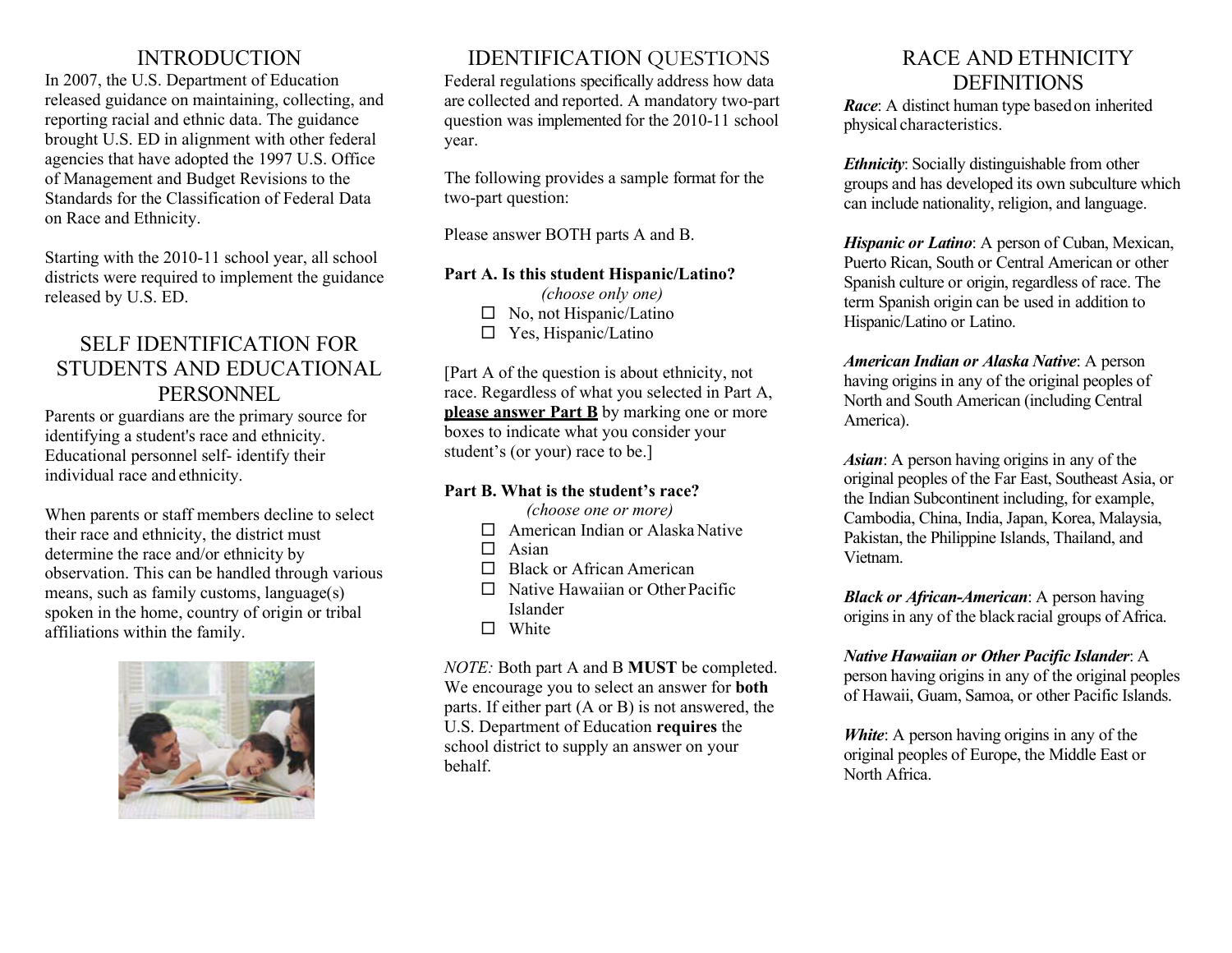## INTRODUCTION

In 2007, the U.S. Department of Education released guidance on maintaining, collecting, and reporting racial and ethnic data. The guidance brought U.S. ED in alignment with other federal agencies that have adopted the 1997 U.S. Office of Management and Budget Revisions to the Standards for the Classification of Federal Data on Race and Ethnicity.

Starting with the 2010-11 school year, all school districts were required to implement the guidance released by U.S. ED.

## SELF IDENTIFICATION FOR STUDENTS AND EDUCATIONAL PERSONNEL

Parents or guardians are the primary source for identifying a student's race and ethnicity. Educational personnel self- identify their individual race and ethnicity.

When parents or staff members decline to select their race and ethnicity, the district must determine the race and/or ethnicity by observation. This can be handled through various means, such as family customs, language(s) spoken in the home, country of origin or tribal affiliations within the family.

## IDENTIFICATION QUESTIONS

Federal regulations specifically address how data are collected and reported. A mandatory two-part question was implemented for the 2010-11 school year.

The following provides a sample format for the two-part question:

Please answer BOTH parts A and B.

**Part A. Is this student Hispanic/Latino?**
*(choose only one)*

- ☐ No, not Hispanic/Latino
- ☐ Yes, Hispanic/Latino

[Part A of the question is about ethnicity, not race. Regardless of what you selected in Part A, **please answer Part B** by marking one or more boxes to indicate what you consider your student's (or your) race to be.]

**Part B. What is the student's race?**
*(choose one or more)*

- ☐ American Indian or Alaska Native
- ☐ Asian
- ☐ Black or African American
- ☐ Native Hawaiian or Other Pacific Islander
- ☐ White

*NOTE:* Both part A and B **MUST** be completed. We encourage you to select an answer for **both** parts. If either part (A or B) is not answered, the U.S. Department of Education **requires** the school district to supply an answer on your behalf.

## RACE AND ETHNICITY DEFINITIONS

***Race***: A distinct human type based on inherited physical characteristics.

***Ethnicity***: Socially distinguishable from other groups and has developed its own subculture which can include nationality, religion, and language.

***Hispanic or Latino***: A person of Cuban, Mexican, Puerto Rican, South or Central American or other Spanish culture or origin, regardless of race. The term Spanish origin can be used in addition to Hispanic/Latino or Latino.

***American Indian or Alaska Native***: A person having origins in any of the original peoples of North and South American (including Central America).

***Asian***: A person having origins in any of the original peoples of the Far East, Southeast Asia, or the Indian Subcontinent including, for example, Cambodia, China, India, Japan, Korea, Malaysia, Pakistan, the Philippine Islands, Thailand, and Vietnam.

***Black or African-American***: A person having origins in any of the black racial groups of Africa.

***Native Hawaiian or Other Pacific Islander***: A person having origins in any of the original peoples of Hawaii, Guam, Samoa, or other Pacific Islands.

***White***: A person having origins in any of the original peoples of Europe, the Middle East or North Africa.